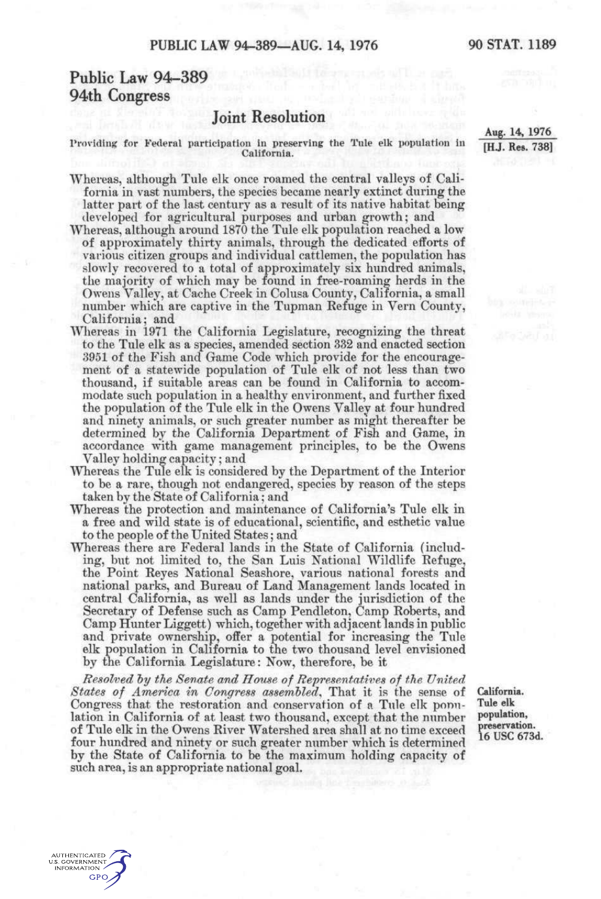# Public Law 94-389
## 94th Congress

### Joint Resolution

Providing for Federal participation in preserving the Tule elk population in California.

Aug. 14, 1976
[H.J. Res. 738]

Whereas, although Tule elk once roamed the central valleys of California in vast numbers, the species became nearly extinct during the latter part of the last century as a result of its native habitat being developed for agricultural purposes and urban growth; and

Whereas, although around 1870 the Tule elk population reached a low of approximately thirty animals, through the dedicated efforts of various citizen groups and individual cattlemen, the population has slowly recovered to a total of approximately six hundred animals, the majority of which may be found in free-roaming herds in the Owens Valley, at Cache Creek in Colusa County, California, a small number which are captive in the Tupman Refuge in Vern County, California; and

Whereas in 1971 the California Legislature, recognizing the threat to the Tule elk as a species, amended section 332 and enacted section 3951 of the Fish and Game Code which provide for the encouragement of a statewide population of Tule elk of not less than two thousand, if suitable areas can be found in California to accommodate such population in a healthy environment, and further fixed the population of the Tule elk in the Owens Valley at four hundred and ninety animals, or such greater number as might thereafter be determined by the California Department of Fish and Game, in accordance with game management principles, to be the Owens Valley holding capacity; and

Whereas the Tule elk is considered by the Department of the Interior to be a rare, though not endangered, species by reason of the steps taken by the State of California; and

Whereas the protection and maintenance of California's Tule elk in a free and wild state is of educational, scientific, and esthetic value to the people of the United States; and

Whereas there are Federal lands in the State of California (including, but not limited to, the San Luis National Wildlife Refuge, the Point Reyes National Seashore, various national forests and national parks, and Bureau of Land Management lands located in central California, as well as lands under the jurisdiction of the Secretary of Defense such as Camp Pendleton, Camp Roberts, and Camp Hunter Liggett) which, together with adjacent lands in public and private ownership, offer a potential for increasing the Tule elk population in California to the two thousand level envisioned by the California Legislature: Now, therefore, be it

*Resolved by the Senate and House of Representatives of the United States of America in Congress assembled*, That it is the sense of Congress that the restoration and conservation of a Tule elk population in California of at least two thousand, except that the number of Tule elk in the Owens River Watershed area shall at no time exceed four hundred and ninety or such greater number which is determined by the State of California to be the maximum holding capacity of such area, is an appropriate national goal.

California. Tule elk population, preservation. 16 USC 673d.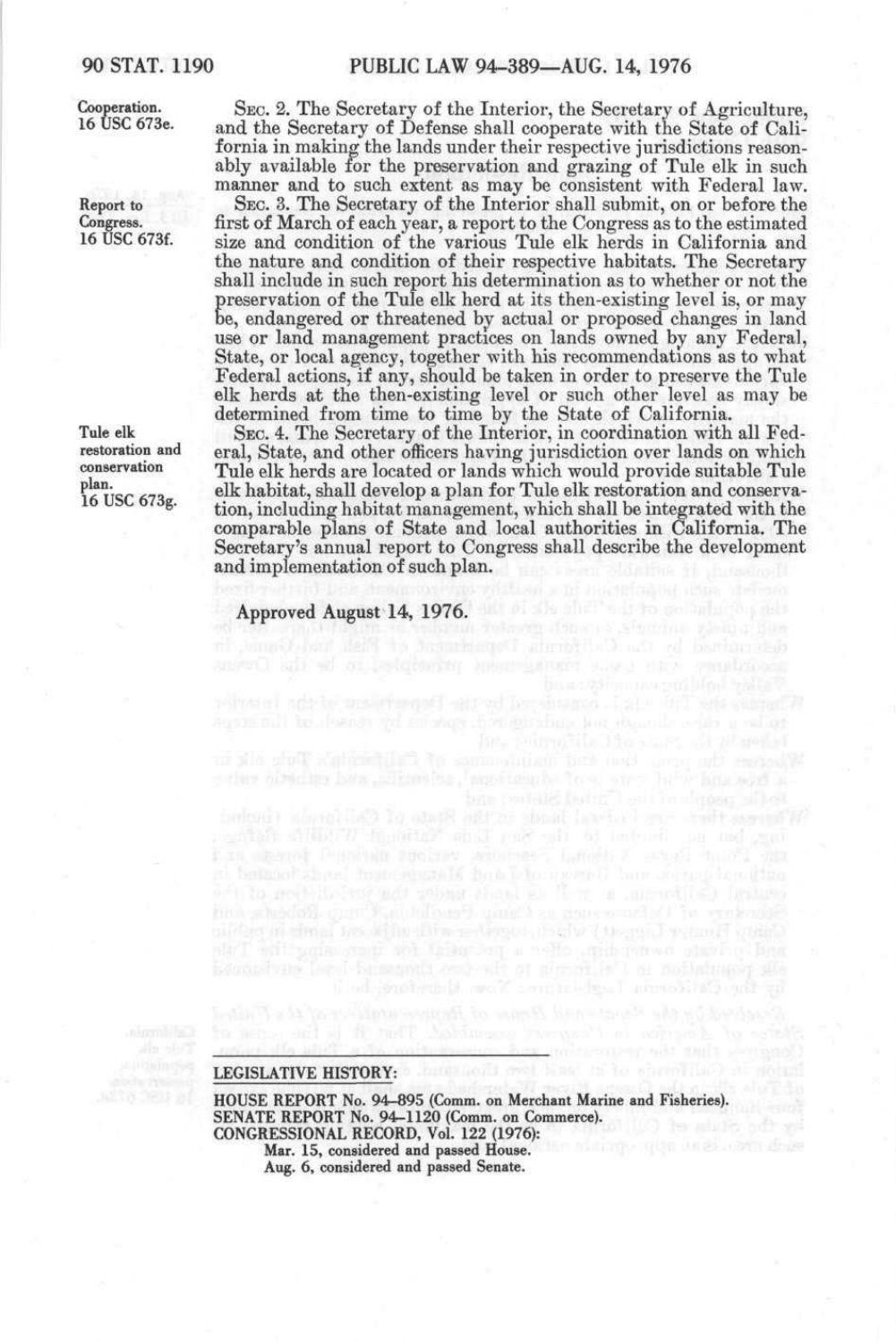SEC. 2. The Secretary of the Interior, the Secretary of Agriculture, and the Secretary of Defense shall cooperate with the State of California in making the lands under their respective jurisdictions reasonably available for the preservation and grazing of Tule elk in such manner and to such extent as may be consistent with Federal law.

*Cooperation. 16 USC 673e.*

SEC. 3. The Secretary of the Interior shall submit, on or before the first of March of each year, a report to the Congress as to the estimated size and condition of the various Tule elk herds in California and the nature and condition of their respective habitats. The Secretary shall include in such report his determination as to whether or not the preservation of the Tule elk herd at its then-existing level is, or may be, endangered or threatened by actual or proposed changes in land use or land management practices on lands owned by any Federal, State, or local agency, together with his recommendations as to what Federal actions, if any, should be taken in order to preserve the Tule elk herds at the then-existing level or such other level as may be determined from time to time by the State of California.

*Report to Congress. 16 USC 673f.*

SEC. 4. The Secretary of the Interior, in coordination with all Federal, State, and other officers having jurisdiction over lands on which Tule elk herds are located or lands which would provide suitable Tule elk habitat, shall develop a plan for Tule elk restoration and conservation, including habitat management, which shall be integrated with the comparable plans of State and local authorities in California. The Secretary's annual report to Congress shall describe the development and implementation of such plan.

*Tule elk restoration and conservation plan. 16 USC 673g.*

Approved August 14, 1976.

---

**LEGISLATIVE HISTORY:**

HOUSE REPORT No. 94-895 (Comm. on Merchant Marine and Fisheries).
SENATE REPORT No. 94-1120 (Comm. on Commerce).
CONGRESSIONAL RECORD, Vol. 122 (1976):
Mar. 15, considered and passed House.
Aug. 6, considered and passed Senate.